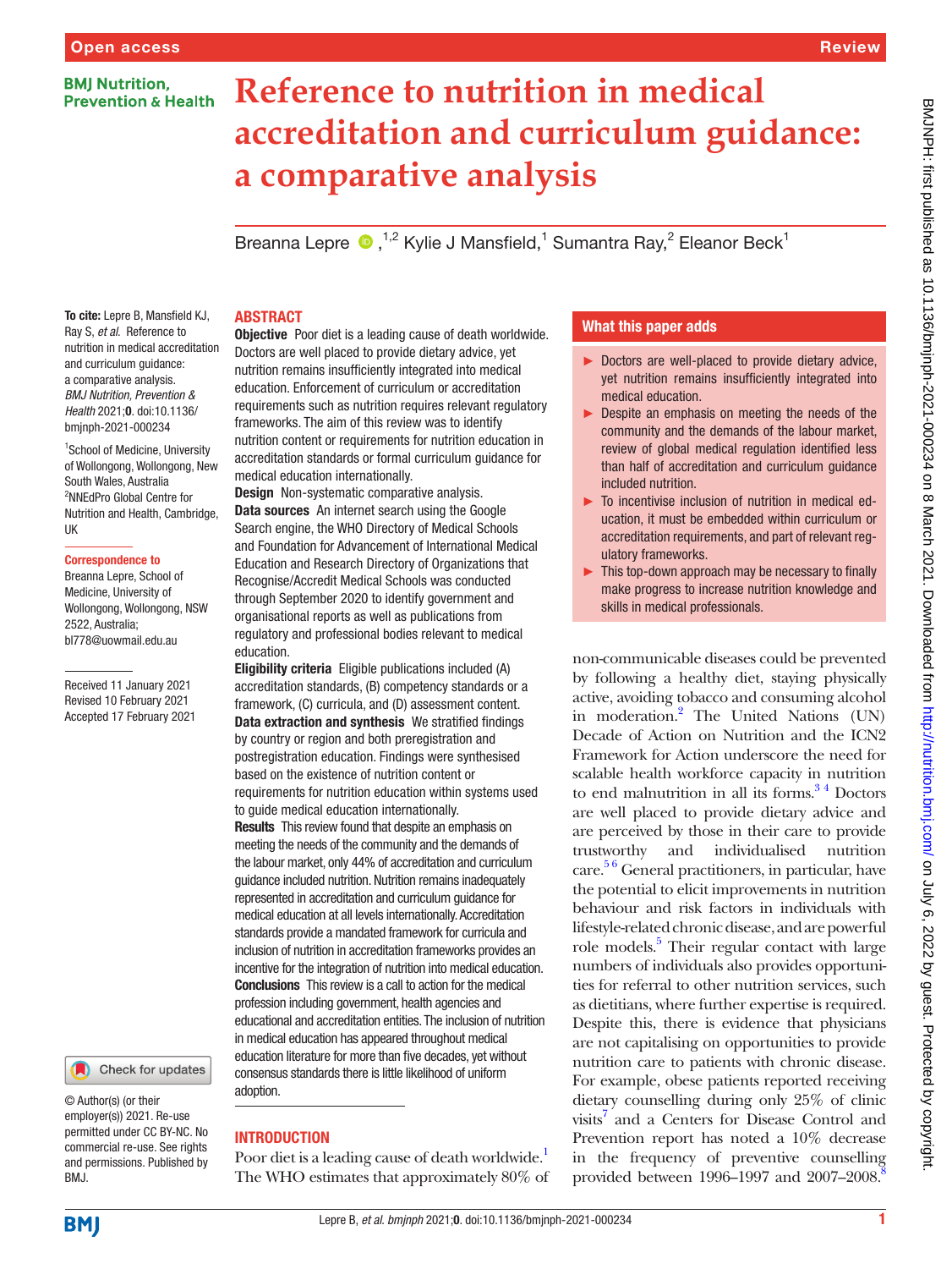Open access

Review

BMJ Nutrition, Prevention & Health

# Reference to nutrition in medical accreditation and curriculum guidance: a comparative analysis

Breanna Lepre [1,2] Kylie J Mansfield,[1] Sumantra Ray,[2] Eleanor Beck[1]

**To cite:** Lepre B, Mansfield KJ, Ray S, *et al*. Reference to nutrition in medical accreditation and curriculum guidance: a comparative analysis. *BMJ Nutrition, Prevention & Health* 2021;**0**. doi:10.1136/bmjnph-2021-000234

[1]School of Medicine, University of Wollongong, Wollongong, New South Wales, Australia
[2]NNEdPro Global Centre for Nutrition and Health, Cambridge, UK

**Correspondence to**
Breanna Lepre, School of Medicine, University of Wollongong, Wollongong, NSW 2522, Australia; bl778@uowmail.edu.au

Received 11 January 2021
Revised 10 February 2021
Accepted 17 February 2021

© Author(s) (or their employer(s)) 2021. Re-use permitted under CC BY-NC. No commercial re-use. See rights and permissions. Published by BMJ.

## ABSTRACT

**Objective** Poor diet is a leading cause of death worldwide. Doctors are well placed to provide dietary advice, yet nutrition remains insufficiently integrated into medical education. Enforcement of curriculum or accreditation requirements such as nutrition requires relevant regulatory frameworks. The aim of this review was to identify nutrition content or requirements for nutrition education in accreditation standards or formal curriculum guidance for medical education internationally.

**Design** Non-systematic comparative analysis.

**Data sources** An internet search using the Google Search engine, the WHO Directory of Medical Schools and Foundation for Advancement of International Medical Education and Research Directory of Organizations that Recognise/Accredit Medical Schools was conducted through September 2020 to identify government and organisational reports as well as publications from regulatory and professional bodies relevant to medical education.

**Eligibility criteria** Eligible publications included (A) accreditation standards, (B) competency standards or a framework, (C) curricula, and (D) assessment content.

**Data extraction and synthesis** We stratified findings by country or region and both preregistration and postregistration education. Findings were synthesised based on the existence of nutrition content or requirements for nutrition education within systems used to guide medical education internationally.

**Results** This review found that despite an emphasis on meeting the needs of the community and the demands of the labour market, only 44% of accreditation and curriculum guidance included nutrition. Nutrition remains inadequately represented in accreditation and curriculum guidance for medical education at all levels internationally. Accreditation standards provide a mandated framework for curricula and inclusion of nutrition in accreditation frameworks provides an incentive for the integration of nutrition into medical education.

**Conclusions** This review is a call to action for the medical profession including government, health agencies and educational and accreditation entities. The inclusion of nutrition in medical education has appeared throughout medical education literature for more than five decades, yet without consensus standards there is little likelihood of uniform adoption.

## What this paper adds

- Doctors are well-placed to provide dietary advice, yet nutrition remains insufficiently integrated into medical education.
- Despite an emphasis on meeting the needs of the community and the demands of the labour market, review of global medical regulation identified less than half of accreditation and curriculum guidance included nutrition.
- To incentivise inclusion of nutrition in medical education, it must be embedded within curriculum or accreditation requirements, and part of relevant regulatory frameworks.
- This top-down approach may be necessary to finally make progress to increase nutrition knowledge and skills in medical professionals.

## INTRODUCTION

Poor diet is a leading cause of death worldwide.[1] The WHO estimates that approximately 80% of non-communicable diseases could be prevented by following a healthy diet, staying physically active, avoiding tobacco and consuming alcohol in moderation.[2] The United Nations (UN) Decade of Action on Nutrition and the ICN2 Framework for Action underscore the need for scalable health workforce capacity in nutrition to end malnutrition in all its forms.[3,4] Doctors are well placed to provide dietary advice and are perceived by those in their care to provide trustworthy and individualised nutrition care.[5,6] General practitioners, in particular, have the potential to elicit improvements in nutrition behaviour and risk factors in individuals with lifestyle-related chronic disease, and are powerful role models.[5] Their regular contact with large numbers of individuals also provides opportunities for referral to other nutrition services, such as dietitians, where further expertise is required. Despite this, there is evidence that physicians are not capitalising on opportunities to provide nutrition care to patients with chronic disease. For example, obese patients reported receiving dietary counselling during only 25% of clinic visits[7] and a Centers for Disease Control and Prevention report has noted a 10% decrease in the frequency of preventive counselling provided between 1996–1997 and 2007–2008.[8]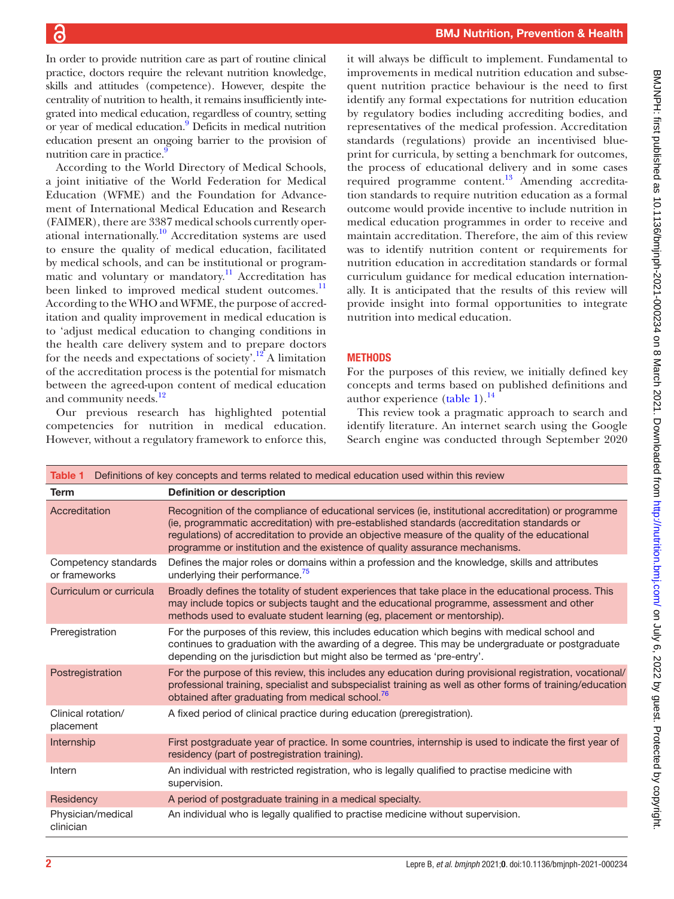In order to provide nutrition care as part of routine clinical practice, doctors require the relevant nutrition knowledge, skills and attitudes (competence). However, despite the centrality of nutrition to health, it remains insufficiently integrated into medical education, regardless of country, setting or year of medical education.[9] Deficits in medical nutrition education present an ongoing barrier to the provision of nutrition care in practice.[9]

According to the World Directory of Medical Schools, a joint initiative of the World Federation for Medical Education (WFME) and the Foundation for Advancement of International Medical Education and Research (FAIMER), there are 3387 medical schools currently operational internationally.[10] Accreditation systems are used to ensure the quality of medical education, facilitated by medical schools, and can be institutional or programmatic and voluntary or mandatory.[11] Accreditation has been linked to improved medical student outcomes.[11] According to the WHO and WFME, the purpose of accreditation and quality improvement in medical education is to 'adjust medical education to changing conditions in the health care delivery system and to prepare doctors for the needs and expectations of society'.[12] A limitation of the accreditation process is the potential for mismatch between the agreed-upon content of medical education and community needs.[12]

Our previous research has highlighted potential competencies for nutrition in medical education. However, without a regulatory framework to enforce this, it will always be difficult to implement. Fundamental to improvements in medical nutrition education and subsequent nutrition practice behaviour is the need to first identify any formal expectations for nutrition education by regulatory bodies including accrediting bodies, and representatives of the medical profession. Accreditation standards (regulations) provide an incentivised blueprint for curricula, by setting a benchmark for outcomes, the process of educational delivery and in some cases required programme content.[13] Amending accreditation standards to require nutrition education as a formal outcome would provide incentive to include nutrition in medical education programmes in order to receive and maintain accreditation. Therefore, the aim of this review was to identify nutrition content or requirements for nutrition education in accreditation standards or formal curriculum guidance for medical education internationally. It is anticipated that the results of this review will provide insight into formal opportunities to integrate nutrition into medical education.

## METHODS

For the purposes of this review, we initially defined key concepts and terms based on published definitions and author experience (table 1).[14]

This review took a pragmatic approach to search and identify literature. An internet search using the Google Search engine was conducted through September 2020

Table 1 Definitions of key concepts and terms related to medical education used within this review

| Term | Definition or description |
|---|---|
| Accreditation | Recognition of the compliance of educational services (ie, institutional accreditation) or programme (ie, programmatic accreditation) with pre-established standards (accreditation standards or regulations) of accreditation to provide an objective measure of the quality of the educational programme or institution and the existence of quality assurance mechanisms. |
| Competency standards or frameworks | Defines the major roles or domains within a profession and the knowledge, skills and attributes underlying their performance.[75] |
| Curriculum or curricula | Broadly defines the totality of student experiences that take place in the educational process. This may include topics or subjects taught and the educational programme, assessment and other methods used to evaluate student learning (eg, placement or mentorship). |
| Preregistration | For the purposes of this review, this includes education which begins with medical school and continues to graduation with the awarding of a degree. This may be undergraduate or postgraduate depending on the jurisdiction but might also be termed as 'pre-entry'. |
| Postregistration | For the purpose of this review, this includes any education during provisional registration, vocational/professional training, specialist and subspecialist training as well as other forms of training/education obtained after graduating from medical school.[76] |
| Clinical rotation/placement | A fixed period of clinical practice during education (preregistration). |
| Internship | First postgraduate year of practice. In some countries, internship is used to indicate the first year of residency (part of postregistration training). |
| Intern | An individual with restricted registration, who is legally qualified to practise medicine with supervision. |
| Residency | A period of postgraduate training in a medical specialty. |
| Physician/medical clinician | An individual who is legally qualified to practise medicine without supervision. |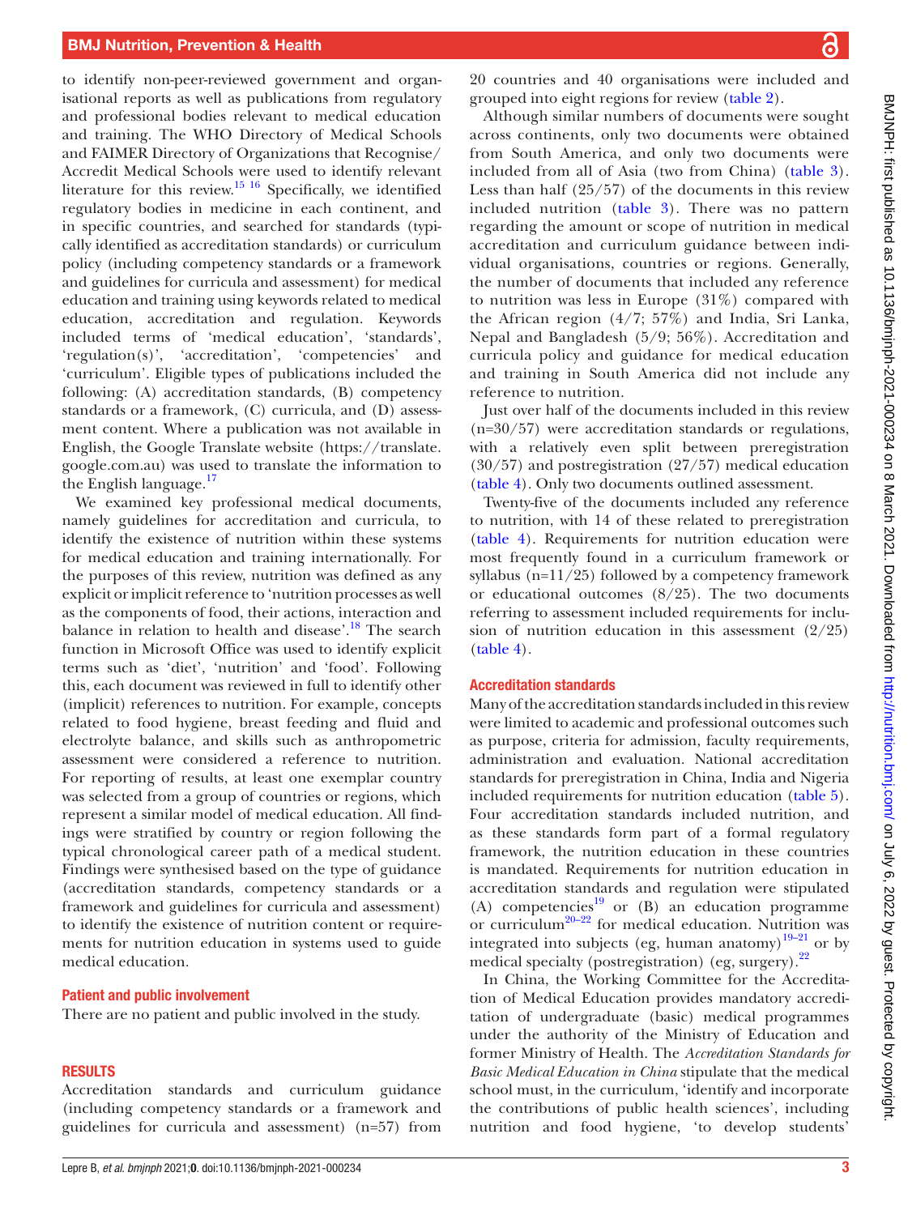to identify non-peer-reviewed government and organisational reports as well as publications from regulatory and professional bodies relevant to medical education and training. The WHO Directory of Medical Schools and FAIMER Directory of Organizations that Recognise/Accredit Medical Schools were used to identify relevant literature for this review.[15,16] Specifically, we identified regulatory bodies in medicine in each continent, and in specific countries, and searched for standards (typically identified as accreditation standards) or curriculum policy (including competency standards or a framework and guidelines for curricula and assessment) for medical education and training using keywords related to medical education, accreditation and regulation. Keywords included terms of 'medical education', 'standards', 'regulation(s)', 'accreditation', 'competencies' and 'curriculum'. Eligible types of publications included the following: (A) accreditation standards, (B) competency standards or a framework, (C) curricula, and (D) assessment content. Where a publication was not available in English, the Google Translate website (https://translate.google.com.au) was used to translate the information to the English language.[17]

We examined key professional medical documents, namely guidelines for accreditation and curricula, to identify the existence of nutrition within these systems for medical education and training internationally. For the purposes of this review, nutrition was defined as any explicit or implicit reference to 'nutrition processes as well as the components of food, their actions, interaction and balance in relation to health and disease'.[18] The search function in Microsoft Office was used to identify explicit terms such as 'diet', 'nutrition' and 'food'. Following this, each document was reviewed in full to identify other (implicit) references to nutrition. For example, concepts related to food hygiene, breast feeding and fluid and electrolyte balance, and skills such as anthropometric assessment were considered a reference to nutrition. For reporting of results, at least one exemplar country was selected from a group of countries or regions, which represent a similar model of medical education. All findings were stratified by country or region following the typical chronological career path of a medical student. Findings were synthesised based on the type of guidance (accreditation standards, competency standards or a framework and guidelines for curricula and assessment) to identify the existence of nutrition content or requirements for nutrition education in systems used to guide medical education.

## Patient and public involvement

There are no patient and public involved in the study.

## RESULTS

Accreditation standards and curriculum guidance (including competency standards or a framework and guidelines for curricula and assessment) (n=57) from 20 countries and 40 organisations were included and grouped into eight regions for review (table 2).

Although similar numbers of documents were sought across continents, only two documents were obtained from South America, and only two documents were included from all of Asia (two from China) (table 3). Less than half (25/57) of the documents in this review included nutrition (table 3). There was no pattern regarding the amount or scope of nutrition in medical accreditation and curriculum guidance between individual organisations, countries or regions. Generally, the number of documents that included any reference to nutrition was less in Europe (31%) compared with the African region (4/7; 57%) and India, Sri Lanka, Nepal and Bangladesh (5/9; 56%). Accreditation and curricula policy and guidance for medical education and training in South America did not include any reference to nutrition.

Just over half of the documents included in this review (n=30/57) were accreditation standards or regulations, with a relatively even split between preregistration (30/57) and postregistration (27/57) medical education (table 4). Only two documents outlined assessment.

Twenty-five of the documents included any reference to nutrition, with 14 of these related to preregistration (table 4). Requirements for nutrition education were most frequently found in a curriculum framework or syllabus (n=11/25) followed by a competency framework or educational outcomes (8/25). The two documents referring to assessment included requirements for inclusion of nutrition education in this assessment (2/25) (table 4).

### Accreditation standards

Many of the accreditation standards included in this review were limited to academic and professional outcomes such as purpose, criteria for admission, faculty requirements, administration and evaluation. National accreditation standards for preregistration in China, India and Nigeria included requirements for nutrition education (table 5). Four accreditation standards included nutrition, and as these standards form part of a formal regulatory framework, the nutrition education in these countries is mandated. Requirements for nutrition education in accreditation standards and regulation were stipulated (A) competencies[19] or (B) an education programme or curriculum[20–22] for medical education. Nutrition was integrated into subjects (eg, human anatomy)[19–21] or by medical specialty (postregistration) (eg, surgery).[22]

In China, the Working Committee for the Accreditation of Medical Education provides mandatory accreditation of undergraduate (basic) medical programmes under the authority of the Ministry of Education and former Ministry of Health. The *Accreditation Standards for Basic Medical Education in China* stipulate that the medical school must, in the curriculum, 'identify and incorporate the contributions of public health sciences', including nutrition and food hygiene, 'to develop students'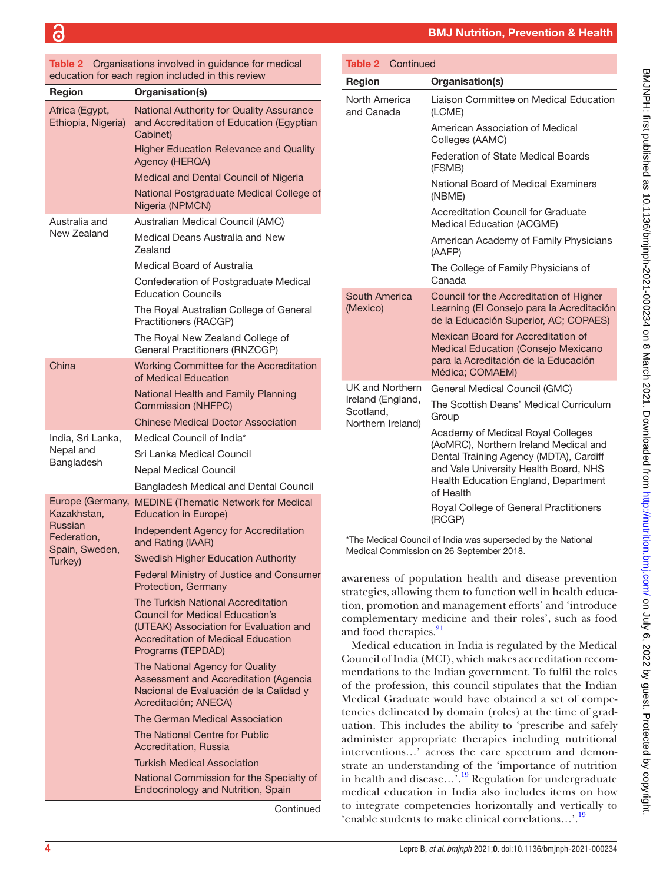**Table 2** Organisations involved in guidance for medical education for each region included in this review

| Region | Organisation(s) |
|---|---|
| Africa (Egypt, Ethiopia, Nigeria) | National Authority for Quality Assurance and Accreditation of Education (Egyptian Cabinet) |
| | Higher Education Relevance and Quality Agency (HERQA) |
| | Medical and Dental Council of Nigeria |
| | National Postgraduate Medical College of Nigeria (NPMCN) |
| Australia and New Zealand | Australian Medical Council (AMC) |
| | Medical Deans Australia and New Zealand |
| | Medical Board of Australia |
| | Confederation of Postgraduate Medical Education Councils |
| | The Royal Australian College of General Practitioners (RACGP) |
| | The Royal New Zealand College of General Practitioners (RNZCGP) |
| China | Working Committee for the Accreditation of Medical Education |
| | National Health and Family Planning Commission (NHFPC) |
| | Chinese Medical Doctor Association |
| India, Sri Lanka, Nepal and Bangladesh | Medical Council of India* |
| | Sri Lanka Medical Council |
| | Nepal Medical Council |
| | Bangladesh Medical and Dental Council |
| Europe (Germany, Kazakhstan, Russian Federation, Spain, Sweden, Turkey) | MEDINE (Thematic Network for Medical Education in Europe) |
| | Independent Agency for Accreditation and Rating (IAAR) |
| | Swedish Higher Education Authority |
| | Federal Ministry of Justice and Consumer Protection, Germany |
| | The Turkish National Accreditation Council for Medical Education's (UTEAK) Association for Evaluation and Accreditation of Medical Education Programs (TEPDAD) |
| | The National Agency for Quality Assessment and Accreditation (Agencia Nacional de Evaluación de la Calidad y Acreditación; ANECA) |
| | The German Medical Association |
| | The National Centre for Public Accreditation, Russia |
| | Turkish Medical Association |
| | National Commission for the Specialty of Endocrinology and Nutrition, Spain |
| North America and Canada | Liaison Committee on Medical Education (LCME) |
| | American Association of Medical Colleges (AAMC) |
| | Federation of State Medical Boards (FSMB) |
| | National Board of Medical Examiners (NBME) |
| | Accreditation Council for Graduate Medical Education (ACGME) |
| | American Academy of Family Physicians (AAFP) |
| | The College of Family Physicians of Canada |
| South America (Mexico) | Council for the Accreditation of Higher Learning (El Consejo para la Acreditación de la Educación Superior, AC; COPAES) |
| | Mexican Board for Accreditation of Medical Education (Consejo Mexicano para la Acreditación de la Educación Médica; COMAEM) |
| UK and Northern Ireland (England, Scotland, Northern Ireland) | General Medical Council (GMC) |
| | The Scottish Deans' Medical Curriculum Group |
| | Academy of Medical Royal Colleges (AoMRC), Northern Ireland Medical and Dental Training Agency (MDTA), Cardiff and Vale University Health Board, NHS Health Education England, Department of Health |
| | Royal College of General Practitioners (RCGP) |

*The Medical Council of India was superseded by the National Medical Commission on 26 September 2018.

awareness of population health and disease prevention strategies, allowing them to function well in health education, promotion and management efforts' and 'introduce complementary medicine and their roles', such as food and food therapies.[21]

Medical education in India is regulated by the Medical Council of India (MCI), which makes accreditation recommendations to the Indian government. To fulfil the roles of the profession, this council stipulates that the Indian Medical Graduate would have obtained a set of competencies delineated by domain (roles) at the time of graduation. This includes the ability to 'prescribe and safely administer appropriate therapies including nutritional interventions…' across the care spectrum and demonstrate an understanding of the 'importance of nutrition in health and disease…'.[19] Regulation for undergraduate medical education in India also includes items on how to integrate competencies horizontally and vertically to 'enable students to make clinical correlations…'.[19]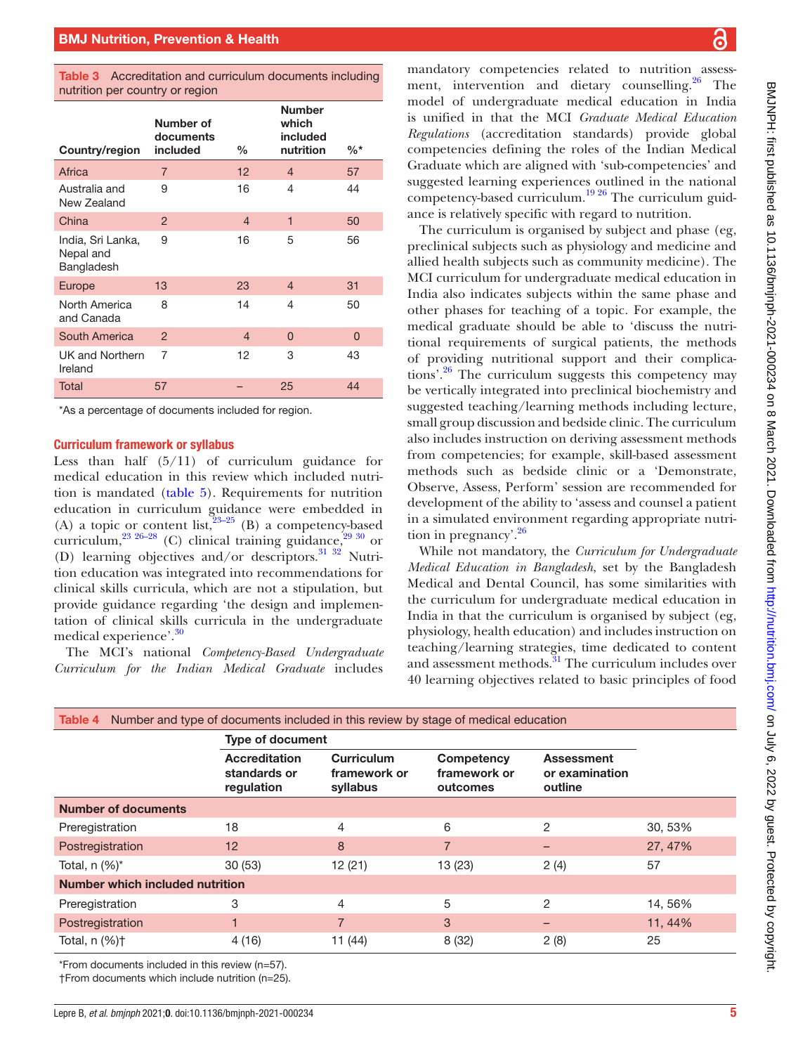**Table 3** Accreditation and curriculum documents including nutrition per country or region

| Country/region | Number of documents included | % | Number which included nutrition | %* |
|---|---|---|---|---|
| Africa | 7 | 12 | 4 | 57 |
| Australia and New Zealand | 9 | 16 | 4 | 44 |
| China | 2 | 4 | 1 | 50 |
| India, Sri Lanka, Nepal and Bangladesh | 9 | 16 | 5 | 56 |
| Europe | 13 | 23 | 4 | 31 |
| North America and Canada | 8 | 14 | 4 | 50 |
| South America | 2 | 4 | 0 | 0 |
| UK and Northern Ireland | 7 | 12 | 3 | 43 |
| Total | 57 | – | 25 | 44 |

*As a percentage of documents included for region.

### Curriculum framework or syllabus

Less than half (5/11) of curriculum guidance for medical education in this review which included nutrition is mandated (table 5). Requirements for nutrition education in curriculum guidance were embedded in (A) a topic or content list,[23–25] (B) a competency-based curriculum,[23 26–28] (C) clinical training guidance,[29 30] or (D) learning objectives and/or descriptors.[31 32] Nutrition education was integrated into recommendations for clinical skills curricula, which are not a stipulation, but provide guidance regarding 'the design and implementation of clinical skills curricula in the undergraduate medical experience'.[30]

The MCI's national *Competency-Based Undergraduate Curriculum for the Indian Medical Graduate* includes mandatory competencies related to nutrition assessment, intervention and dietary counselling.[26] The model of undergraduate medical education in India is unified in that the MCI *Graduate Medical Education Regulations* (accreditation standards) provide global competencies defining the roles of the Indian Medical Graduate which are aligned with 'sub-competencies' and suggested learning experiences outlined in the national competency-based curriculum.[19 26] The curriculum guidance is relatively specific with regard to nutrition.

The curriculum is organised by subject and phase (eg, preclinical subjects such as physiology and medicine and allied health subjects such as community medicine). The MCI curriculum for undergraduate medical education in India also indicates subjects within the same phase and other phases for teaching of a topic. For example, the medical graduate should be able to 'discuss the nutritional requirements of surgical patients, the methods of providing nutritional support and their complications'.[26] The curriculum suggests this competency may be vertically integrated into preclinical biochemistry and suggested teaching/learning methods including lecture, small group discussion and bedside clinic. The curriculum also includes instruction on deriving assessment methods from competencies; for example, skill-based assessment methods such as bedside clinic or a 'Demonstrate, Observe, Assess, Perform' session are recommended for development of the ability to 'assess and counsel a patient in a simulated environment regarding appropriate nutrition in pregnancy'.[26]

While not mandatory, the *Curriculum for Undergraduate Medical Education in Bangladesh*, set by the Bangladesh Medical and Dental Council, has some similarities with the curriculum for undergraduate medical education in India in that the curriculum is organised by subject (eg, physiology, health education) and includes instruction on teaching/learning strategies, time dedicated to content and assessment methods.[31] The curriculum includes over 40 learning objectives related to basic principles of food

**Table 4** Number and type of documents included in this review by stage of medical education

| | Type of document | | | | |
|---|---|---|---|---|---|
| | Accreditation standards or regulation | Curriculum framework or syllabus | Competency framework or outcomes | Assessment or examination outline | |
| **Number of documents** | | | | | |
| Preregistration | 18 | 4 | 6 | 2 | 30, 53% |
| Postregistration | 12 | 8 | 7 | – | 27, 47% |
| Total, n (%)* | 30 (53) | 12 (21) | 13 (23) | 2 (4) | 57 |
| **Number which included nutrition** | | | | | |
| Preregistration | 3 | 4 | 5 | 2 | 14, 56% |
| Postregistration | 1 | 7 | 3 | – | 11, 44% |
| Total, n (%)† | 4 (16) | 11 (44) | 8 (32) | 2 (8) | 25 |

*From documents included in this review (n=57).
†From documents which include nutrition (n=25).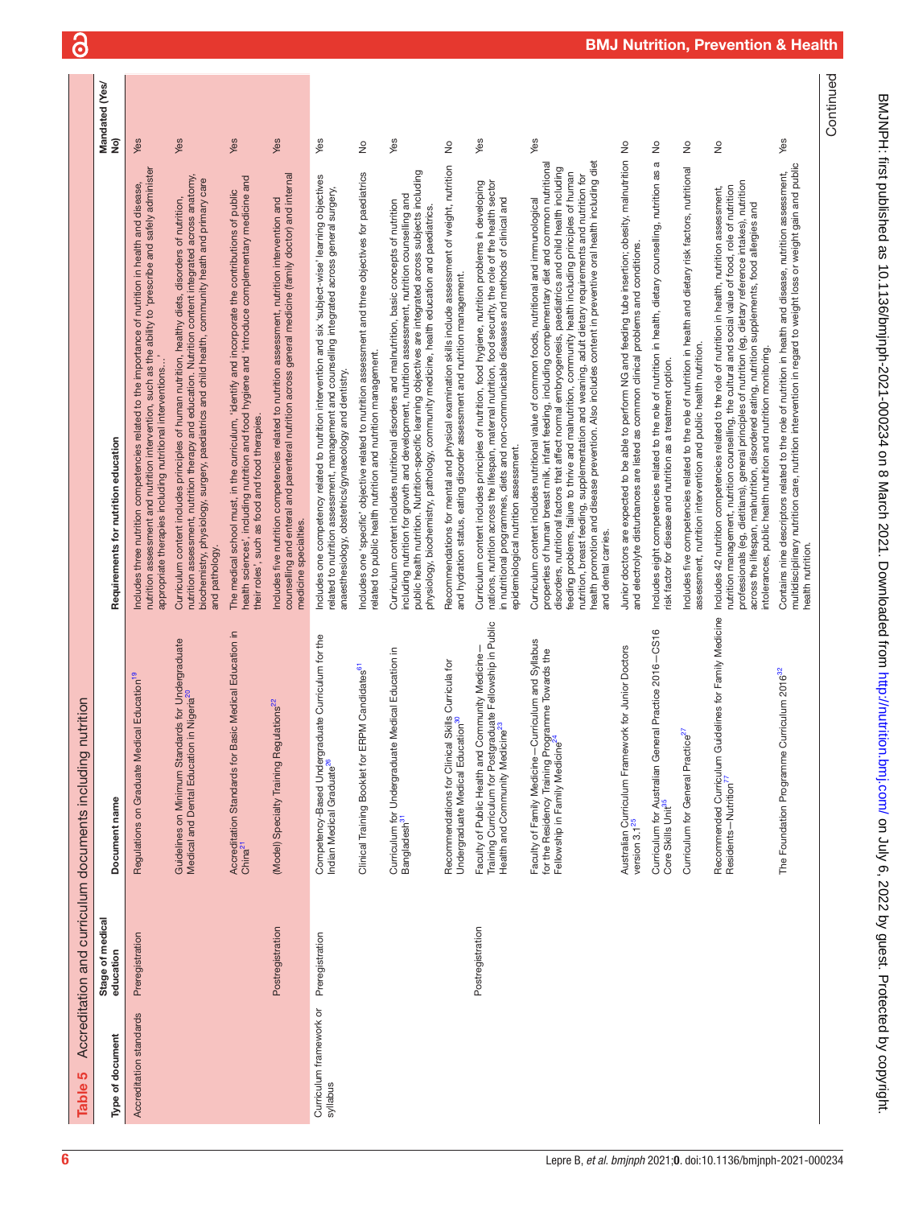**Table 5** Accreditation and curriculum documents including nutrition

| Type of document | Stage of medical education | Document name | Requirements for nutrition education | Mandated (Yes/No) |
|---|---|---|---|---|
| Accreditation standards | Preregistration | Regulations on Graduate Medical Education[19] | Includes three nutrition competencies related to the importance of nutrition in health and disease, nutrition assessment and nutrition intervention, such as the ability to 'prescribe and safely administer appropriate therapies including nutritional interventions…' | Yes |
| | | Guidelines on Minimum Standards for Undergraduate Medical and Dental Education in Nigeria[20] | Curriculum content includes principles of human nutrition, healthy diets, disorders of nutrition, nutrition assessment, nutrition therapy and education. Nutrition content integrated across anatomy, biochemistry, physiology, surgery, paediatrics and child health, community health and primary care and pathology. | Yes |
| | | Accreditation Standards for Basic Medical Education in China[21] | The medical school must, in the curriculum, 'identify and incorporate the contributions of public health sciences', including nutrition and food hygiene and 'introduce complementary medicine and their roles', such as food and food therapies. | Yes |
| | Postregistration | (Model) Specialty Training Regulations[22] | Includes five nutrition competencies related to nutrition assessment, nutrition intervention and counselling and enteral and parenteral nutrition across general medicine (family doctor) and internal medicine specialties. | Yes |
| Curriculum framework or syllabus | Preregistration | Competency-Based Undergraduate Curriculum for the Indian Medical Graduate[26] | Includes one competency related to nutrition intervention and six 'subject-wise' learning objectives related to nutrition assessment, management and counselling integrated across general surgery, anaesthesiology, obstetrics/gynaecology and dentistry. | Yes |
| | | Clinical Training Booklet for ERPM Candidates[61] | Includes one 'specific' objective related to nutrition assessment and three objectives for paediatrics related to public health nutrition and nutrition management. | No |
| | | Curriculum for Undergraduate Medical Education in Bangladesh[31] | Curriculum content includes nutritional disorders and malnutrition, basic concepts of nutrition including nutrition for growth and development, nutrition assessment, nutrition counselling and public health nutrition. Nutrition-specific learning objectives are integrated across subjects including physiology, biochemistry, pathology, community medicine, health education and paediatrics. | Yes |
| | | Recommendations for Clinical Skills Curricula for Undergraduate Medical Education[30] | Recommendations for mental and physical examination skills include assessment of weight, nutrition and hydration status, eating disorder assessment and nutrition management. | No |
| | Postregistration | Faculty of Public Health and Community Medicine—Training Curriculum for Postgraduate Fellowship in Public Health and Community Medicine[23] | Curriculum content includes principles of nutrition, food hygiene, nutrition problems in developing nations, nutrition across the lifespan, maternal nutrition, food security, the role of the health sector in nutritional programmes, diets and non-communicable diseases and methods of clinical and epidemiological nutrition assessment. | Yes |
| | | Faculty of Family Medicine—Curriculum and Syllabus for the Residency Training Programme Towards the Fellowship in Family Medicine[24] | Curriculum content includes nutritional value of common foods, nutritional and immunological properties of human breast milk, infant feeding, including complementary diet and common nutritional disorders, nutritional factors that affect normal embryogenesis, paediatrics and child health including feeding problems, failure to thrive and malnutrition, community health including principles of human nutrition, breast feeding, supplementation and weaning, adult dietary requirements and nutrition for health promotion and disease prevention. Also includes content in preventive oral health including diet and dental caries. | Yes |
| | | Australian Curriculum Framework for Junior Doctors version 3.1[25] | Junior doctors are expected to be able to perform NG and feeding tube insertion; obesity, malnutrition and electrolyte disturbances are listed as common clinical problems and conditions. | No |
| | | Curriculum for Australian General Practice 2016—CS16 Core Skills Unit[28] | Includes eight competencies related to the role of nutrition in health, dietary counselling, nutrition as a risk factor for disease and nutrition as a treatment option. | No |
| | | Curriculum for General Practice[27] | Includes five competencies related to the role of nutrition in health and dietary risk factors, nutritional assessment, nutrition intervention and public health nutrition. | No |
| | | Recommended Curriculum Guidelines for Family Medicine Residents—Nutrition[77] | Includes 42 nutrition competencies related to the role of nutrition in health, nutrition assessment, nutrition management, nutrition counselling, the cultural and social value of food, role of nutrition professionals (eg, dietitians), general principles of nutrition (eg, dietary reference intakes), nutrition across the lifespan, malnutrition, disordered eating, nutrition supplements, food allergies and intolerances, public health nutrition and nutrition monitoring. | No |
| | | The Foundation Programme Curriculum 2016[32] | Contains nine descriptors related to the role of nutrition in health and disease, nutrition assessment, multidisciplinary nutrition care, nutrition intervention in regard to weight loss or weight gain and public health nutrition. | Yes |

Continued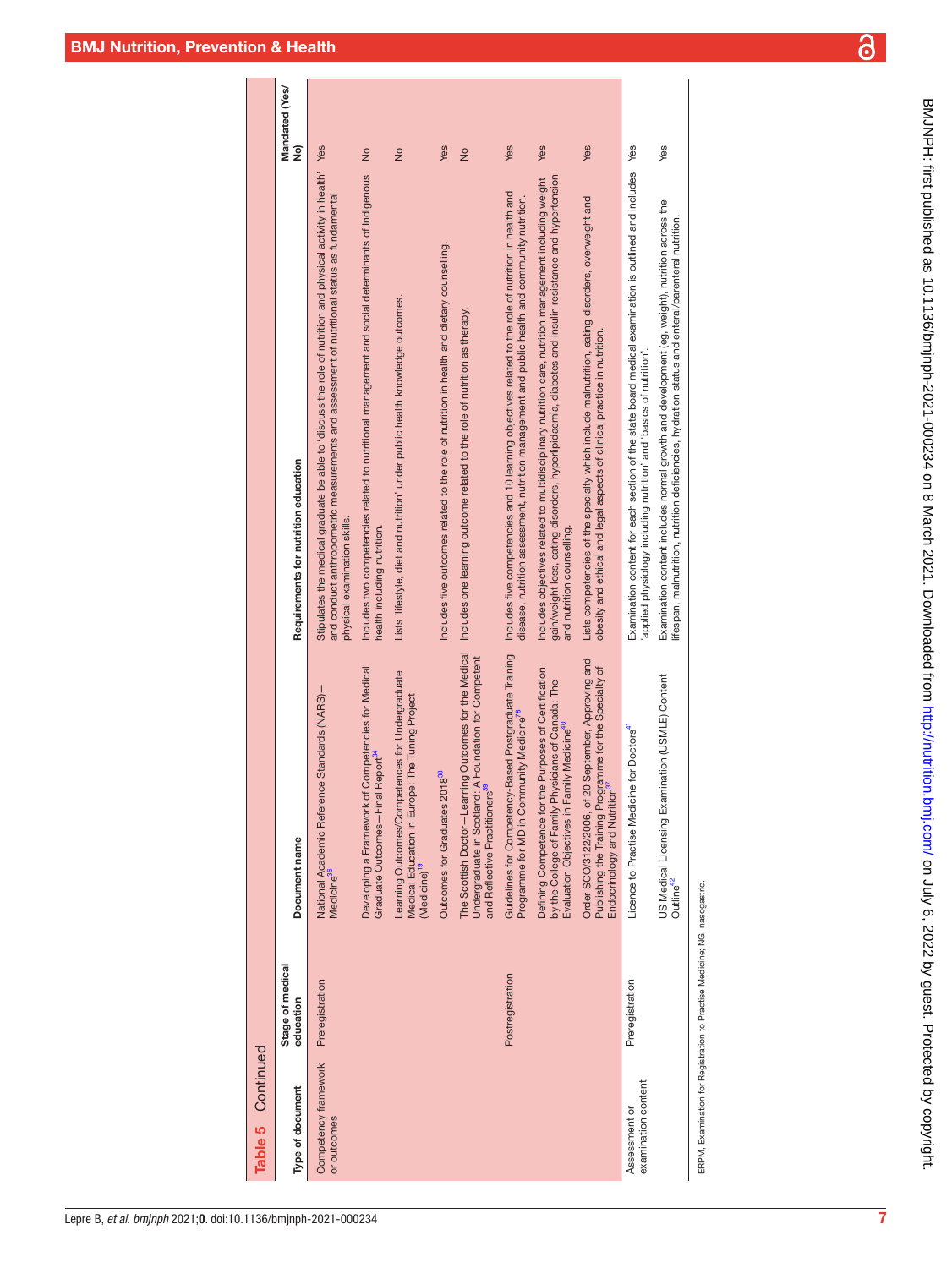**Table 5** Continued

| Type of document | Stage of medical education | Document name | Requirements for nutrition education | Mandated (Yes/No) |
|---|---|---|---|---|
| Competency framework or outcomes | Preregistration | National Academic Reference Standards (NARS)—Medicine[36] | Stipulates the medical graduate be able to 'discuss the role of nutrition and physical activity in health' and conduct anthropometric measurements and assessment of nutritional status as fundamental physical examination skills. | Yes |
| | | Developing a Framework of Competencies for Medical Graduate Outcomes—Final Report[34] | Includes two competencies related to nutritional management and social determinants of Indigenous health including nutrition. | No |
| | | Learning Outcomes/Competences for Undergraduate Medical Education in Europe: The Tuning Project (Medicine)[19] | Lists 'lifestyle, diet and nutrition' under public health knowledge outcomes. | No |
| | | Outcomes for Graduates 2018[38] | Includes five outcomes related to the role of nutrition in health and dietary counselling. | Yes |
| | | The Scottish Doctor—Learning Outcomes for the Medical Undergraduate in Scotland: A Foundation for Competent and Reflective Practitioners[39] | Includes one learning outcome related to the role of nutrition as therapy. | No |
| | Postregistration | Guidelines for Competency-Based Postgraduate Training Programme for MD in Community Medicine[78] | Includes five competencies and 10 learning objectives related to the role of nutrition in health and disease, nutrition assessment, nutrition management and public health and community nutrition. | Yes |
| | | Defining Competence for the Purposes of Certification by the College of Family Physicians of Canada: The Evaluation Objectives in Family Medicine[40] | Includes objectives related to multidisciplinary nutrition care, nutrition management including weight gain/weight loss, eating disorders, hyperlipidaemia, diabetes and insulin resistance and hypertension and nutrition counselling. | Yes |
| | | Order SCO/3122/2006, of 20 September, Approving and Publishing the Training Programme for the Specialty of Endocrinology and Nutrition[37] | Lists competencies of the specialty which include malnutrition, eating disorders, overweight and obesity and ethical and legal aspects of clinical practice in nutrition. | Yes |
| Assessment or examination content | Preregistration | Licence to Practise Medicine for Doctors[41] | Examination content for each section of the state board medical examination is outlined and includes 'applied physiology including nutrition' and 'basics of nutrition'. | Yes |
| | | US Medical Licensing Examination (USMLE) Content Outline[42] | Examination content includes normal growth and development (eg, weight), nutrition across the lifespan, malnutrition, nutrition deficiencies, hydration status and enteral/parenteral nutrition. | Yes |

ERPM, Examination for Registration to Practise Medicine; NG, nasogastric.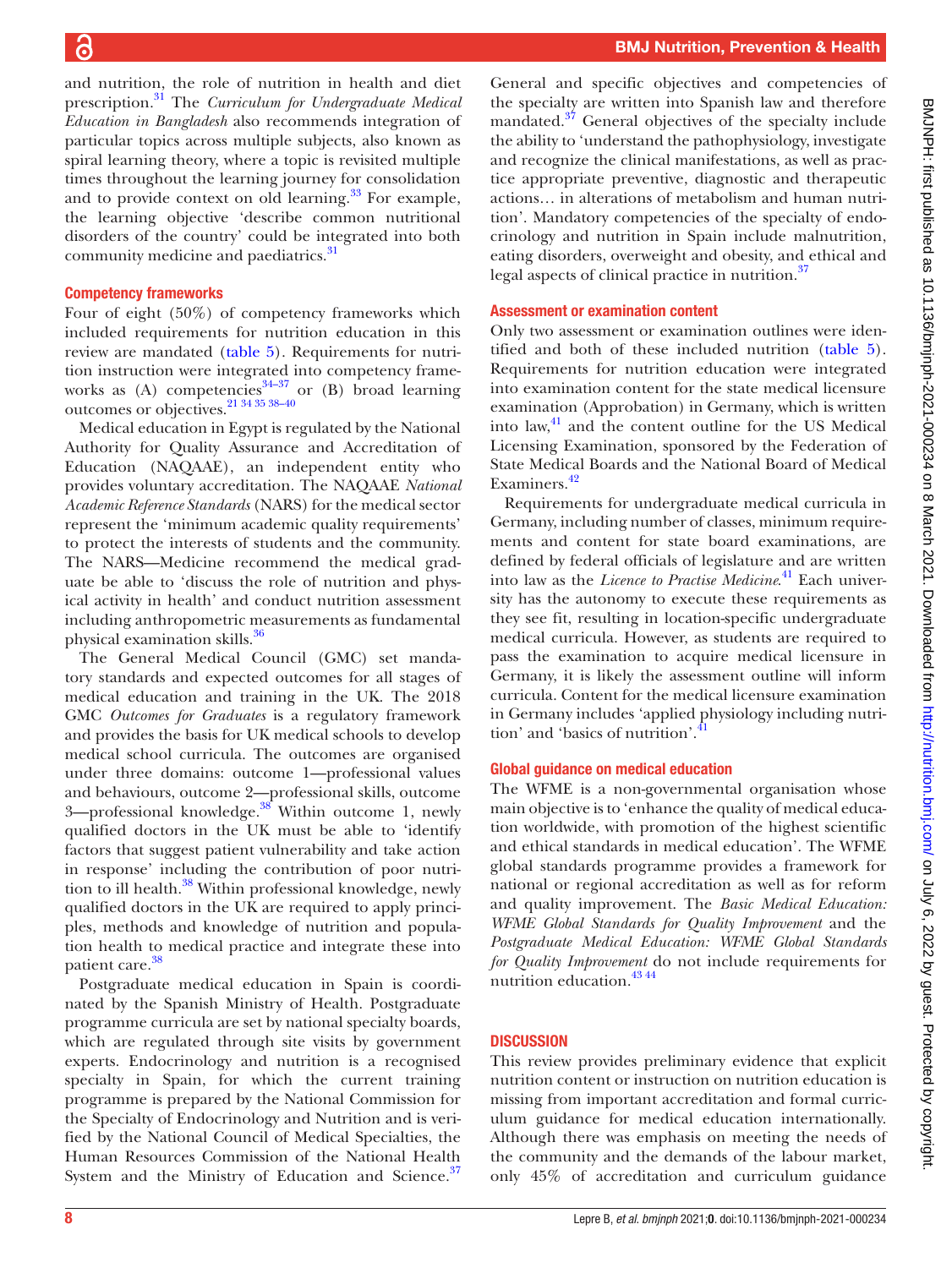and nutrition, the role of nutrition in health and diet prescription.[31] The *Curriculum for Undergraduate Medical Education in Bangladesh* also recommends integration of particular topics across multiple subjects, also known as spiral learning theory, where a topic is revisited multiple times throughout the learning journey for consolidation and to provide context on old learning.[33] For example, the learning objective 'describe common nutritional disorders of the country' could be integrated into both community medicine and paediatrics.[31]

### Competency frameworks

Four of eight (50%) of competency frameworks which included requirements for nutrition education in this review are mandated (table 5). Requirements for nutrition instruction were integrated into competency frameworks as (A) competencies[34–37] or (B) broad learning outcomes or objectives.[21 34 35 38–40]

Medical education in Egypt is regulated by the National Authority for Quality Assurance and Accreditation of Education (NAQAAE), an independent entity who provides voluntary accreditation. The NAQAAE *National Academic Reference Standards* (NARS) for the medical sector represent the 'minimum academic quality requirements' to protect the interests of students and the community. The NARS—Medicine recommend the medical graduate be able to 'discuss the role of nutrition and physical activity in health' and conduct nutrition assessment including anthropometric measurements as fundamental physical examination skills.[36]

The General Medical Council (GMC) set mandatory standards and expected outcomes for all stages of medical education and training in the UK. The 2018 GMC *Outcomes for Graduates* is a regulatory framework and provides the basis for UK medical schools to develop medical school curricula. The outcomes are organised under three domains: outcome 1—professional values and behaviours, outcome 2—professional skills, outcome 3—professional knowledge.[38] Within outcome 1, newly qualified doctors in the UK must be able to 'identify factors that suggest patient vulnerability and take action in response' including the contribution of poor nutrition to ill health.[38] Within professional knowledge, newly qualified doctors in the UK are required to apply principles, methods and knowledge of nutrition and population health to medical practice and integrate these into patient care.[38]

Postgraduate medical education in Spain is coordinated by the Spanish Ministry of Health. Postgraduate programme curricula are set by national specialty boards, which are regulated through site visits by government experts. Endocrinology and nutrition is a recognised specialty in Spain, for which the current training programme is prepared by the National Commission for the Specialty of Endocrinology and Nutrition and is verified by the National Council of Medical Specialties, the Human Resources Commission of the National Health System and the Ministry of Education and Science.[37] General and specific objectives and competencies of the specialty are written into Spanish law and therefore mandated.[37] General objectives of the specialty include the ability to 'understand the pathophysiology, investigate and recognize the clinical manifestations, as well as practice appropriate preventive, diagnostic and therapeutic actions… in alterations of metabolism and human nutrition'. Mandatory competencies of the specialty of endocrinology and nutrition in Spain include malnutrition, eating disorders, overweight and obesity, and ethical and legal aspects of clinical practice in nutrition.[37]

### Assessment or examination content

Only two assessment or examination outlines were identified and both of these included nutrition (table 5). Requirements for nutrition education were integrated into examination content for the state medical licensure examination (Approbation) in Germany, which is written into law,[41] and the content outline for the US Medical Licensing Examination, sponsored by the Federation of State Medical Boards and the National Board of Medical Examiners.[42]

Requirements for undergraduate medical curricula in Germany, including number of classes, minimum requirements and content for state board examinations, are defined by federal officials of legislature and are written into law as the *Licence to Practise Medicine*.[41] Each university has the autonomy to execute these requirements as they see fit, resulting in location-specific undergraduate medical curricula. However, as students are required to pass the examination to acquire medical licensure in Germany, it is likely the assessment outline will inform curricula. Content for the medical licensure examination in Germany includes 'applied physiology including nutrition' and 'basics of nutrition'.[41]

### Global guidance on medical education

The WFME is a non-governmental organisation whose main objective is to 'enhance the quality of medical education worldwide, with promotion of the highest scientific and ethical standards in medical education'. The WFME global standards programme provides a framework for national or regional accreditation as well as for reform and quality improvement. The *Basic Medical Education: WFME Global Standards for Quality Improvement* and the *Postgraduate Medical Education: WFME Global Standards for Quality Improvement* do not include requirements for nutrition education.[43 44]

## DISCUSSION

This review provides preliminary evidence that explicit nutrition content or instruction on nutrition education is missing from important accreditation and formal curriculum guidance for medical education internationally. Although there was emphasis on meeting the needs of the community and the demands of the labour market, only 45% of accreditation and curriculum guidance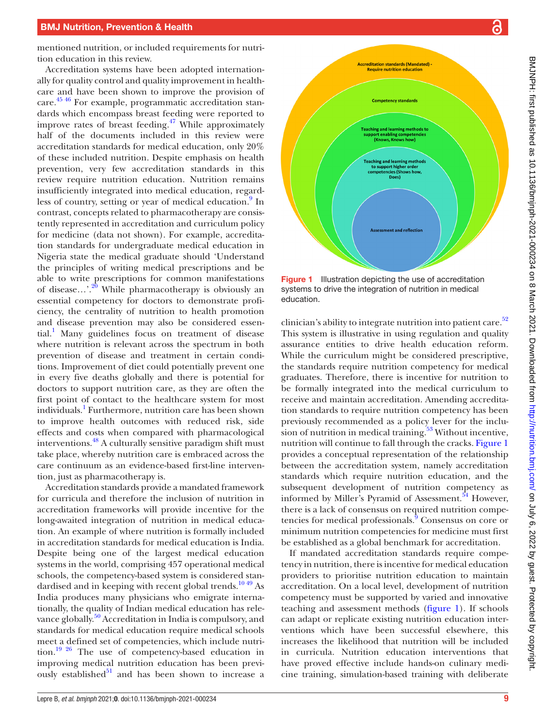mentioned nutrition, or included requirements for nutrition education in this review.

Accreditation systems have been adopted internationally for quality control and quality improvement in healthcare and have been shown to improve the provision of care.[45 46] For example, programmatic accreditation standards which encompass breast feeding were reported to improve rates of breast feeding.[47] While approximately half of the documents included in this review were accreditation standards for medical education, only 20% of these included nutrition. Despite emphasis on health prevention, very few accreditation standards in this review require nutrition education. Nutrition remains insufficiently integrated into medical education, regardless of country, setting or year of medical education.[9] In contrast, concepts related to pharmacotherapy are consistently represented in accreditation and curriculum policy for medicine (data not shown). For example, accreditation standards for undergraduate medical education in Nigeria state the medical graduate should 'Understand the principles of writing medical prescriptions and be able to write prescriptions for common manifestations of disease…'.[20] While pharmacotherapy is obviously an essential competency for doctors to demonstrate proficiency, the centrality of nutrition to health promotion and disease prevention may also be considered essential.[1] Many guidelines focus on treatment of disease where nutrition is relevant across the spectrum in both prevention of disease and treatment in certain conditions. Improvement of diet could potentially prevent one in every five deaths globally and there is potential for doctors to support nutrition care, as they are often the first point of contact to the healthcare system for most individuals.[1] Furthermore, nutrition care has been shown to improve health outcomes with reduced risk, side effects and costs when compared with pharmacological interventions.[48] A culturally sensitive paradigm shift must take place, whereby nutrition care is embraced across the care continuum as an evidence-based first-line intervention, just as pharmacotherapy is.

Accreditation standards provide a mandated framework for curricula and therefore the inclusion of nutrition in accreditation frameworks will provide incentive for the long-awaited integration of nutrition in medical education. An example of where nutrition is formally included in accreditation standards for medical education is India. Despite being one of the largest medical education systems in the world, comprising 457 operational medical schools, the competency-based system is considered standardised and in keeping with recent global trends.[10 49] As India produces many physicians who emigrate internationally, the quality of Indian medical education has relevance globally.[50] Accreditation in India is compulsory, and standards for medical education require medical schools meet a defined set of competencies, which include nutrition.[19 26] The use of competency-based education in improving medical nutrition education has been previously established[51] and has been shown to increase a

Accreditation standards (Mandated) - Require nutrition education

Competency standards

Teaching and learning methods to support enabling competencies (Knows, Knows how)

Teaching and learning methods to support higher order competencies (Shows how, Does)

Assessment and reflection

Figure 1 Illustration depicting the use of accreditation systems to drive the integration of nutrition in medical education.

clinician's ability to integrate nutrition into patient care.[52] This system is illustrative in using regulation and quality assurance entities to drive health education reform. While the curriculum might be considered prescriptive, the standards require nutrition competency for medical graduates. Therefore, there is incentive for nutrition to be formally integrated into the medical curriculum to receive and maintain accreditation. Amending accreditation standards to require nutrition competency has been previously recommended as a policy lever for the inclusion of nutrition in medical training.[53] Without incentive, nutrition will continue to fall through the cracks. Figure 1 provides a conceptual representation of the relationship between the accreditation system, namely accreditation standards which require nutrition education, and the subsequent development of nutrition competency as informed by Miller's Pyramid of Assessment.[54] However, there is a lack of consensus on required nutrition competencies for medical professionals.[9] Consensus on core or minimum nutrition competencies for medicine must first be established as a global benchmark for accreditation.

If mandated accreditation standards require competency in nutrition, there is incentive for medical education providers to prioritise nutrition education to maintain accreditation. On a local level, development of nutrition competency must be supported by varied and innovative teaching and assessment methods (figure 1). If schools can adapt or replicate existing nutrition education interventions which have been successful elsewhere, this increases the likelihood that nutrition will be included in curricula. Nutrition education interventions that have proved effective include hands-on culinary medicine training, simulation-based training with deliberate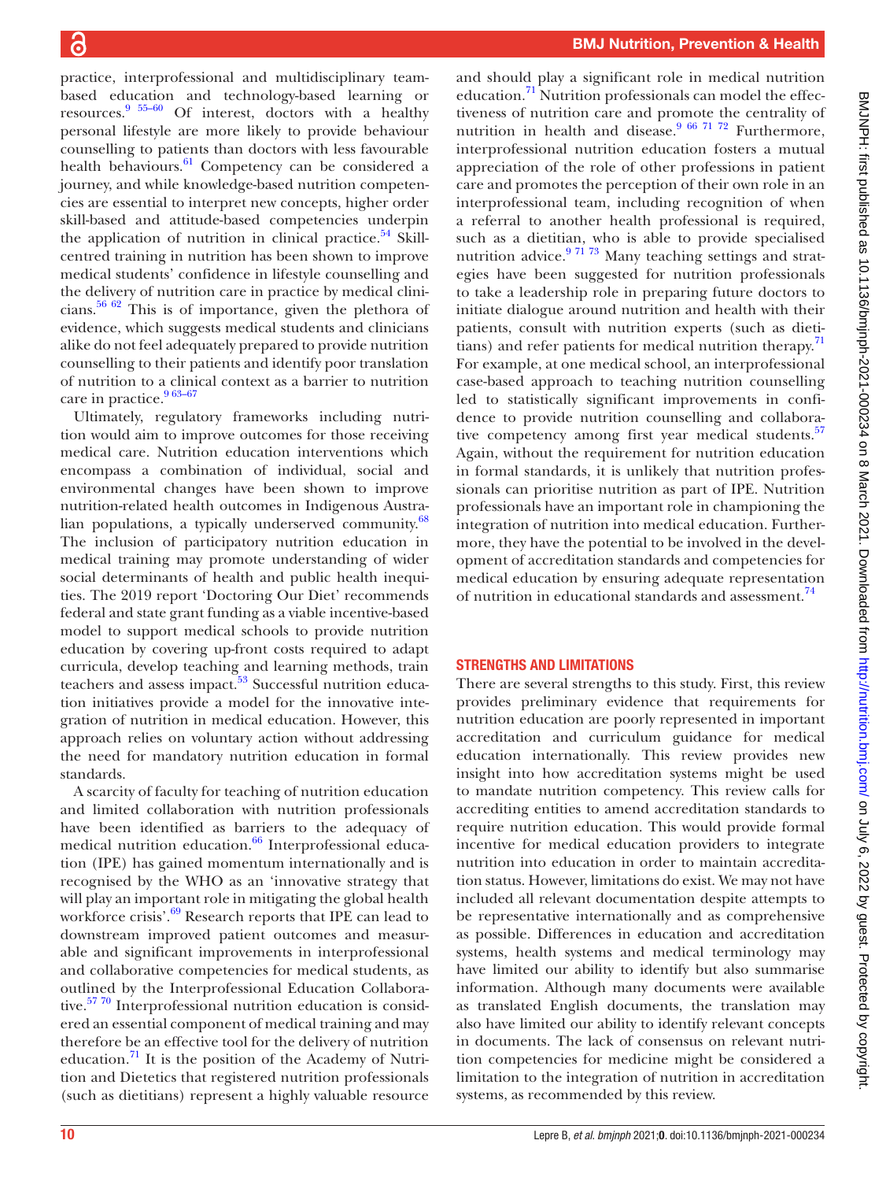practice, interprofessional and multidisciplinary team-based education and technology-based learning or resources.[9 55–60] Of interest, doctors with a healthy personal lifestyle are more likely to provide behaviour counselling to patients than doctors with less favourable health behaviours.[61] Competency can be considered a journey, and while knowledge-based nutrition competencies are essential to interpret new concepts, higher order skill-based and attitude-based competencies underpin the application of nutrition in clinical practice.[54] Skill-centred training in nutrition has been shown to improve medical students' confidence in lifestyle counselling and the delivery of nutrition care in practice by medical clinicians.[56 62] This is of importance, given the plethora of evidence, which suggests medical students and clinicians alike do not feel adequately prepared to provide nutrition counselling to their patients and identify poor translation of nutrition to a clinical context as a barrier to nutrition care in practice.[9 63–67]

Ultimately, regulatory frameworks including nutrition would aim to improve outcomes for those receiving medical care. Nutrition education interventions which encompass a combination of individual, social and environmental changes have been shown to improve nutrition-related health outcomes in Indigenous Australian populations, a typically underserved community.[68] The inclusion of participatory nutrition education in medical training may promote understanding of wider social determinants of health and public health inequities. The 2019 report 'Doctoring Our Diet' recommends federal and state grant funding as a viable incentive-based model to support medical schools to provide nutrition education by covering up-front costs required to adapt curricula, develop teaching and learning methods, train teachers and assess impact.[53] Successful nutrition education initiatives provide a model for the innovative integration of nutrition in medical education. However, this approach relies on voluntary action without addressing the need for mandatory nutrition education in formal standards.

A scarcity of faculty for teaching of nutrition education and limited collaboration with nutrition professionals have been identified as barriers to the adequacy of medical nutrition education.[66] Interprofessional education (IPE) has gained momentum internationally and is recognised by the WHO as an 'innovative strategy that will play an important role in mitigating the global health workforce crisis'.[69] Research reports that IPE can lead to downstream improved patient outcomes and measurable and significant improvements in interprofessional and collaborative competencies for medical students, as outlined by the Interprofessional Education Collaborative.[57 70] Interprofessional nutrition education is considered an essential component of medical training and may therefore be an effective tool for the delivery of nutrition education.[71] It is the position of the Academy of Nutrition and Dietetics that registered nutrition professionals (such as dietitians) represent a highly valuable resource and should play a significant role in medical nutrition education.[71] Nutrition professionals can model the effectiveness of nutrition care and promote the centrality of nutrition in health and disease.[9 66 71 72] Furthermore, interprofessional nutrition education fosters a mutual appreciation of the role of other professions in patient care and promotes the perception of their own role in an interprofessional team, including recognition of when a referral to another health professional is required, such as a dietitian, who is able to provide specialised nutrition advice.[9 71 73] Many teaching settings and strategies have been suggested for nutrition professionals to take a leadership role in preparing future doctors to initiate dialogue around nutrition and health with their patients, consult with nutrition experts (such as dietitians) and refer patients for medical nutrition therapy.[71] For example, at one medical school, an interprofessional case-based approach to teaching nutrition counselling led to statistically significant improvements in confidence to provide nutrition counselling and collaborative competency among first year medical students.[57] Again, without the requirement for nutrition education in formal standards, it is unlikely that nutrition professionals can prioritise nutrition as part of IPE. Nutrition professionals have an important role in championing the integration of nutrition into medical education. Furthermore, they have the potential to be involved in the development of accreditation standards and competencies for medical education by ensuring adequate representation of nutrition in educational standards and assessment.[74]

## STRENGTHS AND LIMITATIONS

There are several strengths to this study. First, this review provides preliminary evidence that requirements for nutrition education are poorly represented in important accreditation and curriculum guidance for medical education internationally. This review provides new insight into how accreditation systems might be used to mandate nutrition competency. This review calls for accrediting entities to amend accreditation standards to require nutrition education. This would provide formal incentive for medical education providers to integrate nutrition into education in order to maintain accreditation status. However, limitations do exist. We may not have included all relevant documentation despite attempts to be representative internationally and as comprehensive as possible. Differences in education and accreditation systems, health systems and medical terminology may have limited our ability to identify but also summarise information. Although many documents were available as translated English documents, the translation may also have limited our ability to identify relevant concepts in documents. The lack of consensus on relevant nutrition competencies for medicine might be considered a limitation to the integration of nutrition in accreditation systems, as recommended by this review.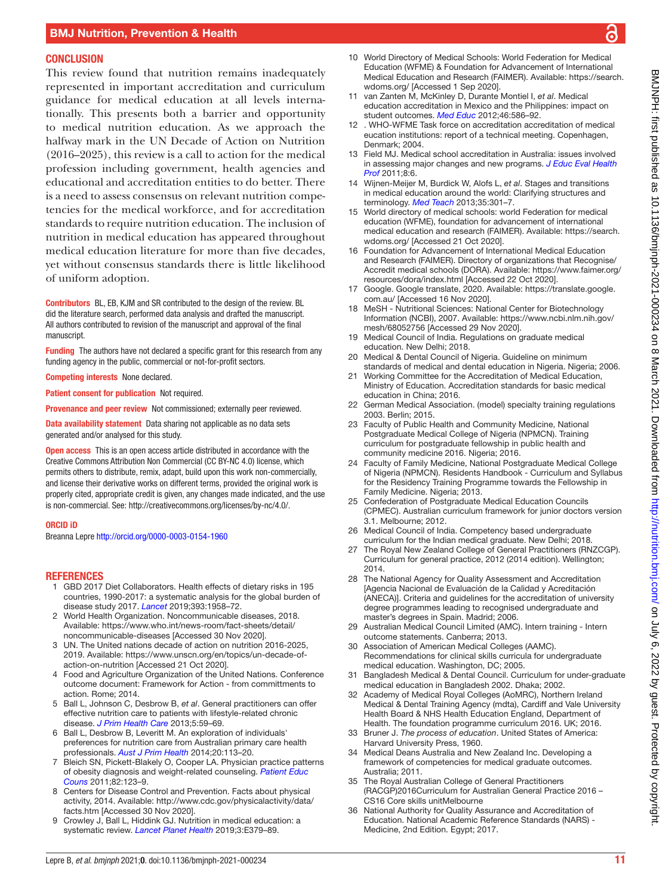## CONCLUSION

This review found that nutrition remains inadequately represented in important accreditation and curriculum guidance for medical education at all levels internationally. This presents both a barrier and opportunity to medical nutrition education. As we approach the halfway mark in the UN Decade of Action on Nutrition (2016–2025), this review is a call to action for the medical profession including government, health agencies and educational and accreditation entities to do better. There is a need to assess consensus on relevant nutrition competencies for the medical workforce, and for accreditation standards to require nutrition education. The inclusion of nutrition in medical education has appeared throughout medical education literature for more than five decades, yet without consensus standards there is little likelihood of uniform adoption.

**Contributors** BL, EB, KJM and SR contributed to the design of the review. BL did the literature search, performed data analysis and drafted the manuscript. All authors contributed to revision of the manuscript and approval of the final manuscript.

**Funding** The authors have not declared a specific grant for this research from any funding agency in the public, commercial or not-for-profit sectors.

**Competing interests** None declared.

**Patient consent for publication** Not required.

**Provenance and peer review** Not commissioned; externally peer reviewed.

**Data availability statement** Data sharing not applicable as no data sets generated and/or analysed for this study.

**Open access** This is an open access article distributed in accordance with the Creative Commons Attribution Non Commercial (CC BY-NC 4.0) license, which permits others to distribute, remix, adapt, build upon this work non-commercially, and license their derivative works on different terms, provided the original work is properly cited, appropriate credit is given, any changes made indicated, and the use is non-commercial. See: http://creativecommons.org/licenses/by-nc/4.0/.

**ORCID iD**

Breanna Lepre http://orcid.org/0000-0003-0154-1960

## REFERENCES

1. GBD 2017 Diet Collaborators. Health effects of dietary risks in 195 countries, 1990-2017: a systematic analysis for the global burden of disease study 2017. *Lancet* 2019;393:1958–72.
2. World Health Organization. Noncommunicable diseases, 2018. Available: https://www.who.int/news-room/fact-sheets/detail/noncommunicable-diseases [Accessed 30 Nov 2020].
3. UN. The United nations decade of action on nutrition 2016-2025, 2019. Available: https://www.unscn.org/en/topics/un-decade-of-action-on-nutrition [Accessed 21 Oct 2020].
4. Food and Agriculture Organization of the United Nations. Conference outcome document: Framework for Action - from committments to action. Rome; 2014.
5. Ball L, Johnson C, Desbrow B, *et al*. General practitioners can offer effective nutrition care to patients with lifestyle-related chronic disease. *J Prim Health Care* 2013;5:59–69.
6. Ball L, Desbrow B, Leveritt M. An exploration of individuals' preferences for nutrition care from Australian primary care health professionals. *Aust J Prim Health* 2014;20:113–20.
7. Bleich SN, Pickett-Blakely O, Cooper LA. Physician practice patterns of obesity diagnosis and weight-related counseling. *Patient Educ Couns* 2011;82:123–9.
8. Centers for Disease Control and Prevention. Facts about physical activity, 2014. Available: http://www.cdc.gov/physicalactivity/data/facts.htm [Accessed 30 Nov 2020].
9. Crowley J, Ball L, Hiddink GJ. Nutrition in medical education: a systematic review. *Lancet Planet Health* 2019;3:E379–89.
10. World Directory of Medical Schools: World Federation for Medical Education (WFME) & Foundation for Advancement of International Medical Education and Research (FAIMER). Available: https://search.wdoms.org/ [Accessed 1 Sep 2020].
11. van Zanten M, McKinley D, Durante Montiel I, *et al*. Medical education accreditation in Mexico and the Philippines: impact on student outcomes. *Med Educ* 2012;46:586–92.
12. . WHO-WFME Task force on accreditation accreditation of medical eucation institutions: report of a technical meeting. Copenhagen, Denmark; 2004.
13. Field MJ. Medical school accreditation in Australia: issues involved in assessing major changes and new programs. *J Educ Eval Health Prof* 2011;8:6.
14. Wijnen-Meijer M, Burdick W, Alofs L, *et al*. Stages and transitions in medical education around the world: Clarifying structures and terminology. *Med Teach* 2013;35:301–7.
15. World directory of medical schools: world Federation for medical education (WFME), foundation for advancement of international medical education and research (FAIMER). Available: https://search.wdoms.org/ [Accessed 21 Oct 2020].
16. Foundation for Advancement of International Medical Education and Research (FAIMER). Directory of organizations that Recognise/Accredit medical schools (DORA). Available: https://www.faimer.org/resources/dora/index.html [Accessed 22 Oct 2020].
17. Google. Google translate, 2020. Available: https://translate.google.com.au/ [Accessed 16 Nov 2020].
18. MeSH - Nutritional Sciences: National Center for Biotechnology Information (NCBI), 2007. Available: https://www.ncbi.nlm.nih.gov/mesh/68052756 [Accessed 29 Nov 2020].
19. Medical Council of India. Regulations on graduate medical education. New Delhi; 2018.
20. Medical & Dental Council of Nigeria. Guideline on minimum standards of medical and dental education in Nigeria. Nigeria; 2006.
21. Working Committee for the Accreditation of Medical Education, Ministry of Education. Accreditation standards for basic medical education in China; 2016.
22. German Medical Association. (model) specialty training regulations 2003. Berlin; 2015.
23. Faculty of Public Health and Community Medicine, National Postgraduate Medical College of Nigeria (NPMCN). Training curriculum for postgraduate fellowship in public health and community medicine 2016. Nigeria; 2016.
24. Faculty of Family Medicine, National Postgraduate Medical College of Nigeria (NPMCN). Residents Handbook - Curriculum and Syllabus for the Residency Training Programme towards the Fellowship in Family Medicine. Nigeria; 2013.
25. Confederation of Postgraduate Medical Education Councils (CPMEC). Australian curriculum framework for junior doctors version 3.1. Melbourne; 2012.
26. Medical Council of India. Competency based undergraduate curriculum for the Indian medical graduate. New Delhi; 2018.
27. The Royal New Zealand College of General Practitioners (RNZCGP). Curriculum for general practice, 2012 (2014 edition). Wellington; 2014.
28. The National Agency for Quality Assessment and Accreditation [Agencia Nacional de Evaluación de la Calidad y Acreditación (ANECA)]. Criteria and guidelines for the accreditation of university degree programmes leading to recognised undergraduate and master's degrees in Spain. Madrid; 2006.
29. Australian Medical Council Limited (AMC). Intern training - Intern outcome statements. Canberra; 2013.
30. Association of American Medical Colleges (AAMC). Recommendations for clinical skills curricula for undergraduate medical education. Washington, DC; 2005.
31. Bangladesh Medical & Dental Council. Curriculum for under-graduate medical education in Bangladesh 2002. Dhaka; 2002.
32. Academy of Medical Royal Colleges (AoMRC), Northern Ireland Medical & Dental Training Agency (mdta), Cardiff and Vale University Health Board & NHS Health Education England, Department of Health. The foundation programme curriculum 2016. UK; 2016.
33. Bruner J. *The process of education*. United States of America: Harvard University Press, 1960.
34. Medical Deans Australia and New Zealand Inc. Developing a framework of competencies for medical graduate outcomes. Australia; 2011.
35. The Royal Australian College of General Practitioners (RACGP)2016Curriculum for Australian General Practice 2016 – CS16 Core skills unitMelbourne
36. National Authority for Quality Assurance and Accreditation of Education. National Academic Reference Standards (NARS) - Medicine, 2nd Edition. Egypt; 2017.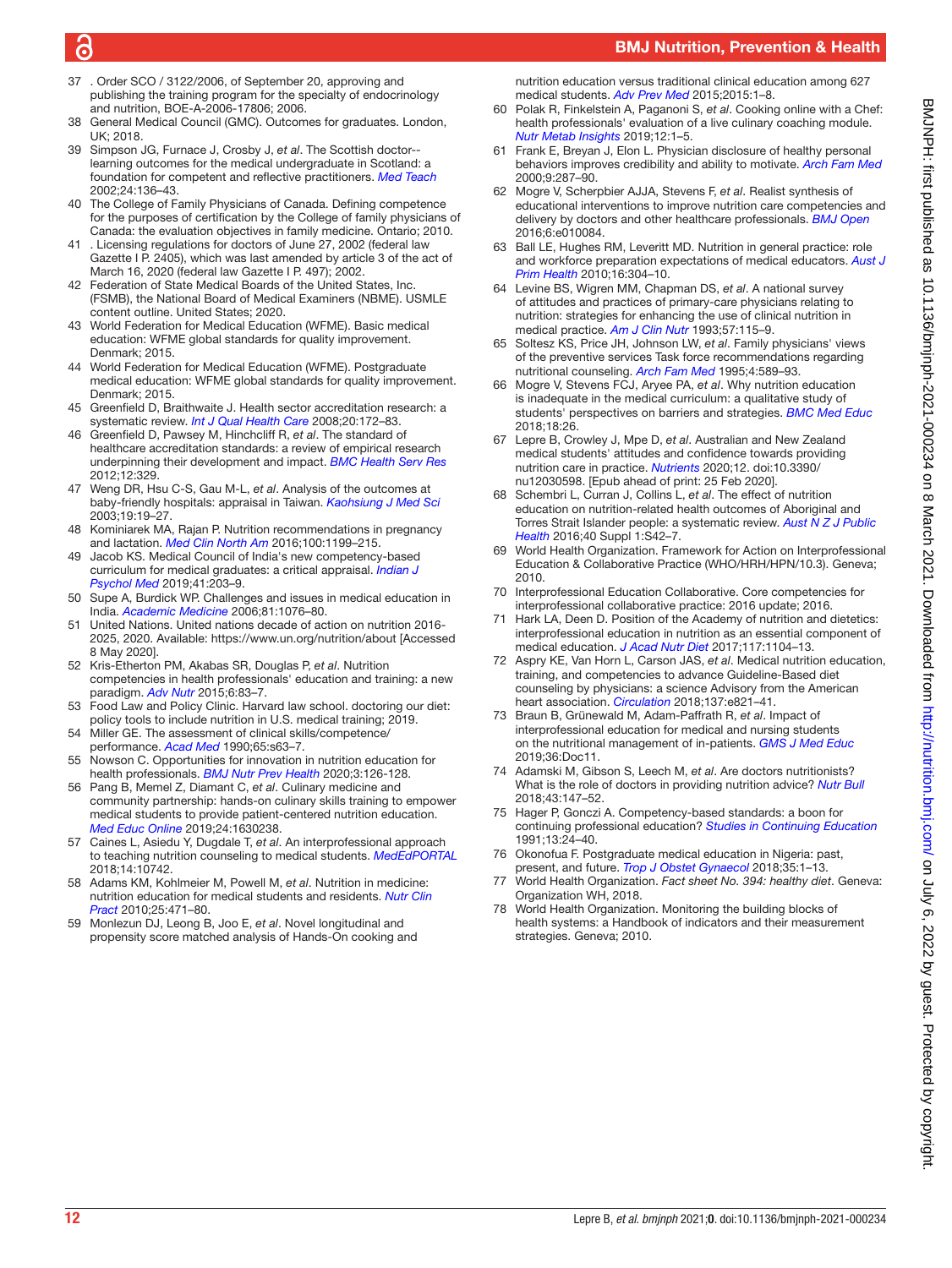37 . Order SCO / 3122/2006, of September 20, approving and publishing the training program for the specialty of endocrinology and nutrition, BOE-A-2006-17806; 2006.
38 General Medical Council (GMC). Outcomes for graduates. London, UK; 2018.
39 Simpson JG, Furnace J, Crosby J, *et al*. The Scottish doctor--learning outcomes for the medical undergraduate in Scotland: a foundation for competent and reflective practitioners. *Med Teach* 2002;24:136–43.
40 The College of Family Physicians of Canada. Defining competence for the purposes of certification by the College of family physicians of Canada: the evaluation objectives in family medicine. Ontario; 2010.
41 . Licensing regulations for doctors of June 27, 2002 (federal law Gazette I P. 2405), which was last amended by article 3 of the act of March 16, 2020 (federal law Gazette I P. 497); 2002.
42 Federation of State Medical Boards of the United States, Inc. (FSMB), the National Board of Medical Examiners (NBME). USMLE content outline. United States; 2020.
43 World Federation for Medical Education (WFME). Basic medical education: WFME global standards for quality improvement. Denmark; 2015.
44 World Federation for Medical Education (WFME). Postgraduate medical education: WFME global standards for quality improvement. Denmark; 2015.
45 Greenfield D, Braithwaite J. Health sector accreditation research: a systematic review. *Int J Qual Health Care* 2008;20:172–83.
46 Greenfield D, Pawsey M, Hinchcliff R, *et al*. The standard of healthcare accreditation standards: a review of empirical research underpinning their development and impact. *BMC Health Serv Res* 2012;12:329.
47 Weng DR, Hsu C-S, Gau M-L, *et al*. Analysis of the outcomes at baby-friendly hospitals: appraisal in Taiwan. *Kaohsiung J Med Sci* 2003;19:19–27.
48 Kominiarek MA, Rajan P. Nutrition recommendations in pregnancy and lactation. *Med Clin North Am* 2016;100:1199–215.
49 Jacob KS. Medical Council of India's new competency-based curriculum for medical graduates: a critical appraisal. *Indian J Psychol Med* 2019;41:203–9.
50 Supe A, Burdick WP. Challenges and issues in medical education in India. *Academic Medicine* 2006;81:1076–80.
51 United Nations. United nations decade of action on nutrition 2016-2025, 2020. Available: https://www.un.org/nutrition/about [Accessed 8 May 2020].
52 Kris-Etherton PM, Akabas SR, Douglas P, *et al*. Nutrition competencies in health professionals' education and training: a new paradigm. *Adv Nutr* 2015;6:83–7.
53 Food Law and Policy Clinic. Harvard law school. doctoring our diet: policy tools to include nutrition in U.S. medical training; 2019.
54 Miller GE. The assessment of clinical skills/competence/performance. *Acad Med* 1990;65:s63–7.
55 Nowson C. Opportunities for innovation in nutrition education for health professionals. *BMJ Nutr Prev Health* 2020;3:126-128.
56 Pang B, Memel Z, Diamant C, *et al*. Culinary medicine and community partnership: hands-on culinary skills training to empower medical students to provide patient-centered nutrition education. *Med Educ Online* 2019;24:1630238.
57 Caines L, Asiedu Y, Dugdale T, *et al*. An interprofessional approach to teaching nutrition counseling to medical students. *MedEdPORTAL* 2018;14:10742.
58 Adams KM, Kohlmeier M, Powell M, *et al*. Nutrition in medicine: nutrition education for medical students and residents. *Nutr Clin Pract* 2010;25:471–80.
59 Monlezun DJ, Leong B, Joo E, *et al*. Novel longitudinal and propensity score matched analysis of Hands-On cooking and nutrition education versus traditional clinical education among 627 medical students. *Adv Prev Med* 2015;2015:1–8.
60 Polak R, Finkelstein A, Paganoni S, *et al*. Cooking online with a Chef: health professionals' evaluation of a live culinary coaching module. *Nutr Metab Insights* 2019;12:1–5.
61 Frank E, Breyan J, Elon L. Physician disclosure of healthy personal behaviors improves credibility and ability to motivate. *Arch Fam Med* 2000;9:287–90.
62 Mogre V, Scherpbier AJJA, Stevens F, *et al*. Realist synthesis of educational interventions to improve nutrition care competencies and delivery by doctors and other healthcare professionals. *BMJ Open* 2016;6:e010084.
63 Ball LE, Hughes RM, Leveritt MD. Nutrition in general practice: role and workforce preparation expectations of medical educators. *Aust J Prim Health* 2010;16:304–10.
64 Levine BS, Wigren MM, Chapman DS, *et al*. A national survey of attitudes and practices of primary-care physicians relating to nutrition: strategies for enhancing the use of clinical nutrition in medical practice. *Am J Clin Nutr* 1993;57:115–9.
65 Soltesz KS, Price JH, Johnson LW, *et al*. Family physicians' views of the preventive services Task force recommendations regarding nutritional counseling. *Arch Fam Med* 1995;4:589–93.
66 Mogre V, Stevens FCJ, Aryee PA, *et al*. Why nutrition education is inadequate in the medical curriculum: a qualitative study of students' perspectives on barriers and strategies. *BMC Med Educ* 2018;18:26.
67 Lepre B, Crowley J, Mpe D, *et al*. Australian and New Zealand medical students' attitudes and confidence towards providing nutrition care in practice. *Nutrients* 2020;12. doi:10.3390/nu12030598. [Epub ahead of print: 25 Feb 2020].
68 Schembri L, Curran J, Collins L, *et al*. The effect of nutrition education on nutrition-related health outcomes of Aboriginal and Torres Strait Islander people: a systematic review. *Aust N Z J Public Health* 2016;40 Suppl 1:S42–7.
69 World Health Organization. Framework for Action on Interprofessional Education & Collaborative Practice (WHO/HRH/HPN/10.3). Geneva; 2010.
70 Interprofessional Education Collaborative. Core competencies for interprofessional collaborative practice: 2016 update; 2016.
71 Hark LA, Deen D. Position of the Academy of nutrition and dietetics: interprofessional education in nutrition as an essential component of medical education. *J Acad Nutr Diet* 2017;117:1104–13.
72 Aspry KE, Van Horn L, Carson JAS, *et al*. Medical nutrition education, training, and competencies to advance Guideline-Based diet counseling by physicians: a science Advisory from the American heart association. *Circulation* 2018;137:e821–41.
73 Braun B, Grünewald M, Adam-Paffrath R, *et al*. Impact of interprofessional education for medical and nursing students on the nutritional management of in-patients. *GMS J Med Educ* 2019;36:Doc11.
74 Adamski M, Gibson S, Leech M, *et al*. Are doctors nutritionists? What is the role of doctors in providing nutrition advice? *Nutr Bull* 2018;43:147–52.
75 Hager P, Gonczi A. Competency-based standards: a boon for continuing professional education? *Studies in Continuing Education* 1991;13:24–40.
76 Okonofua F. Postgraduate medical education in Nigeria: past, present, and future. *Trop J Obstet Gynaecol* 2018;35:1–13.
77 World Health Organization. *Fact sheet No. 394: healthy diet*. Geneva: Organization WH, 2018.
78 World Health Organization. Monitoring the building blocks of health systems: a Handbook of indicators and their measurement strategies. Geneva; 2010.